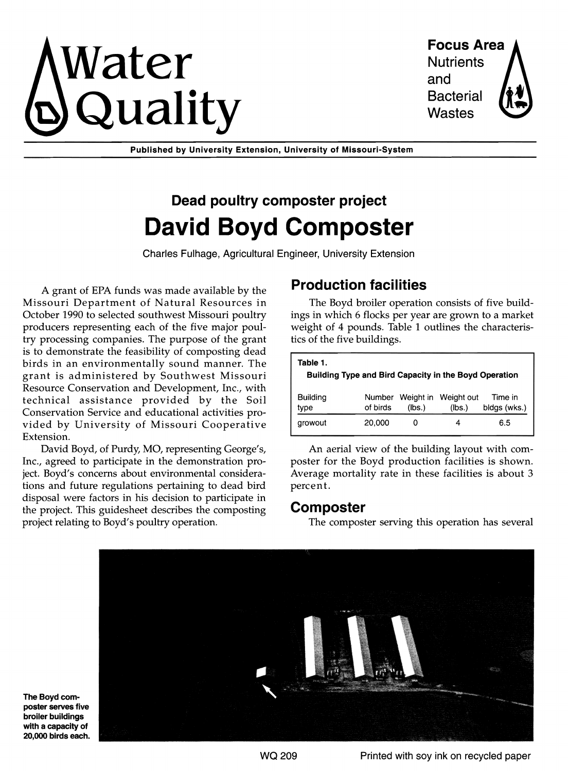# Water Quality

**Focus Area**
Nutrients and Bacterial Wastes

Published by University Extension, University of Missouri-System

## Dead poultry composter project

# David Boyd Composter

Charles Fulhage, Agricultural Engineer, University Extension

A grant of EPA funds was made available by the Missouri Department of Natural Resources in October 1990 to selected southwest Missouri poultry producers representing each of the five major poultry processing companies. The purpose of the grant is to demonstrate the feasibility of composting dead birds in an environmentally sound manner. The grant is administered by Southwest Missouri Resource Conservation and Development, Inc., with technical assistance provided by the Soil Conservation Service and educational activities provided by University of Missouri Cooperative Extension.

David Boyd, of Purdy, MO, representing George's, Inc., agreed to participate in the demonstration project. Boyd's concerns about environmental considerations and future regulations pertaining to dead bird disposal were factors in his decision to participate in the project. This guidesheet describes the composting project relating to Boyd's poultry operation.

## Production facilities

The Boyd broiler operation consists of five buildings in which 6 flocks per year are grown to a market weight of 4 pounds. Table 1 outlines the characteristics of the five buildings.

**Table 1.**
**Building Type and Bird Capacity in the Boyd Operation**

| Building type | Number of birds | Weight in (lbs.) | Weight out (lbs.) | Time in bldgs (wks.) |
|---|---|---|---|---|
| growout | 20,000 | 0 | 4 | 6.5 |

An aerial view of the building layout with composter for the Boyd production facilities is shown. Average mortality rate in these facilities is about 3 percent.

## Composter

The composter serving this operation has several

The Boyd composter serves five broiler buildings with a capacity of 20,000 birds each.

WQ 209

Printed with soy ink on recycled paper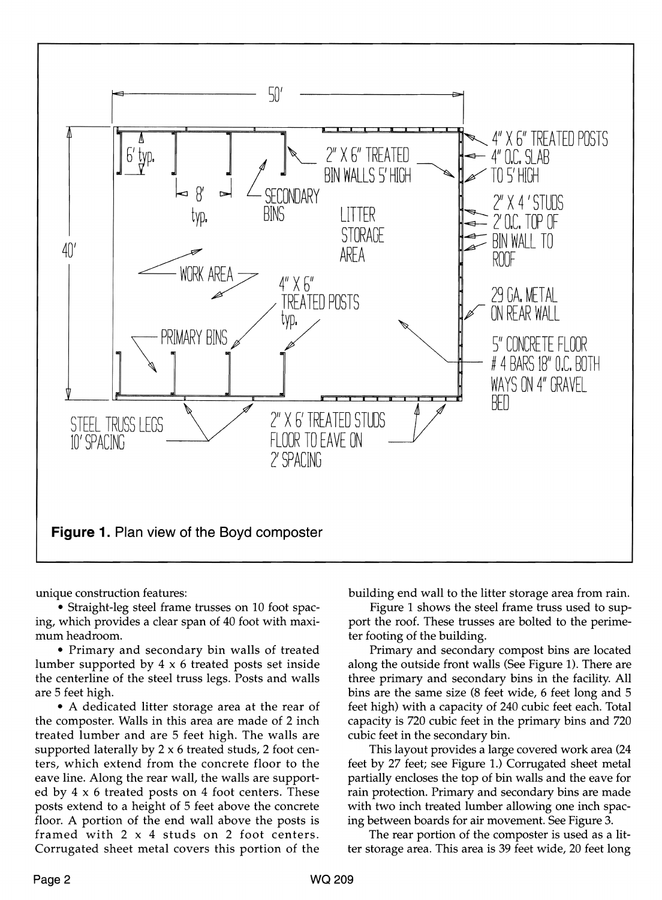Figure 1. Plan view of the Boyd composter

unique construction features:

- Straight-leg steel frame trusses on 10 foot spacing, which provides a clear span of 40 foot with maximum headroom.
- Primary and secondary bin walls of treated lumber supported by 4 x 6 treated posts set inside the centerline of the steel truss legs. Posts and walls are 5 feet high.
- A dedicated litter storage area at the rear of the composter. Walls in this area are made of 2 inch treated lumber and are 5 feet high. The walls are supported laterally by 2 x 6 treated studs, 2 foot centers, which extend from the concrete floor to the eave line. Along the rear wall, the walls are supported by 4 x 6 treated posts on 4 foot centers. These posts extend to a height of 5 feet above the concrete floor. A portion of the end wall above the posts is framed with 2 x 4 studs on 2 foot centers. Corrugated sheet metal covers this portion of the building end wall to the litter storage area from rain.

Figure 1 shows the steel frame truss used to support the roof. These trusses are bolted to the perimeter footing of the building.

Primary and secondary compost bins are located along the outside front walls (See Figure 1). There are three primary and secondary bins in the facility. All bins are the same size (8 feet wide, 6 feet long and 5 feet high) with a capacity of 240 cubic feet each. Total capacity is 720 cubic feet in the primary bins and 720 cubic feet in the secondary bin.

This layout provides a large covered work area (24 feet by 27 feet; see Figure 1.) Corrugated sheet metal partially encloses the top of bin walls and the eave for rain protection. Primary and secondary bins are made with two inch treated lumber allowing one inch spacing between boards for air movement. See Figure 3.

The rear portion of the composter is used as a litter storage area. This area is 39 feet wide, 20 feet long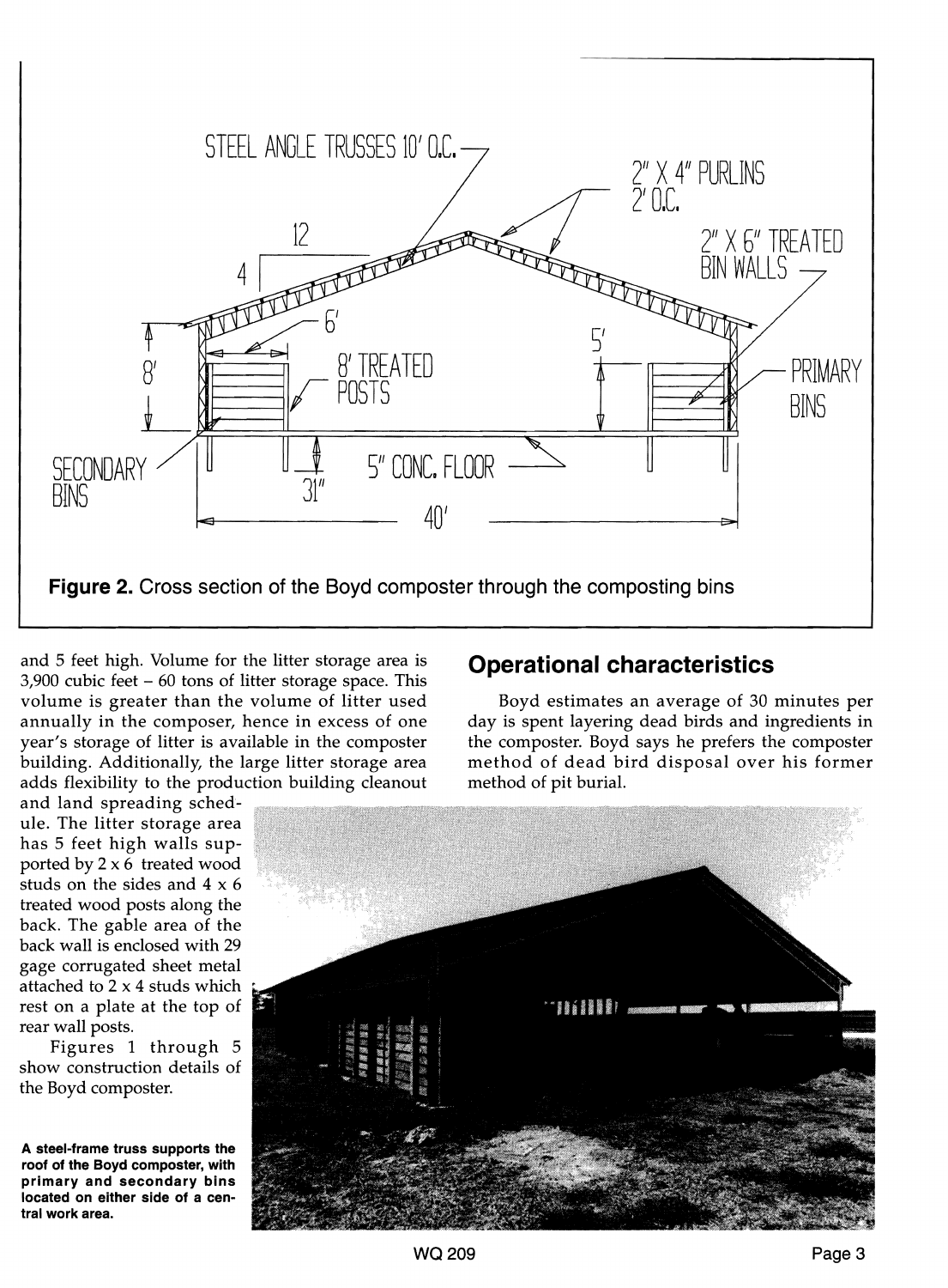Figure 2. Cross section of the Boyd composter through the composting bins

and 5 feet high. Volume for the litter storage area is 3,900 cubic feet – 60 tons of litter storage space. This volume is greater than the volume of litter used annually in the composer, hence in excess of one year's storage of litter is available in the composter building. Additionally, the large litter storage area adds flexibility to the production building cleanout and land spreading schedule. The litter storage area has 5 feet high walls supported by 2 x 6 treated wood studs on the sides and 4 x 6 treated wood posts along the back. The gable area of the back wall is enclosed with 29 gage corrugated sheet metal attached to 2 x 4 studs which rest on a plate at the top of rear wall posts.

Figures 1 through 5 show construction details of the Boyd composter.

## Operational characteristics

Boyd estimates an average of 30 minutes per day is spent layering dead birds and ingredients in the composter. Boyd says he prefers the composter method of dead bird disposal over his former method of pit burial.

**A steel-frame truss supports the roof of the Boyd composter, with primary and secondary bins located on either side of a central work area.**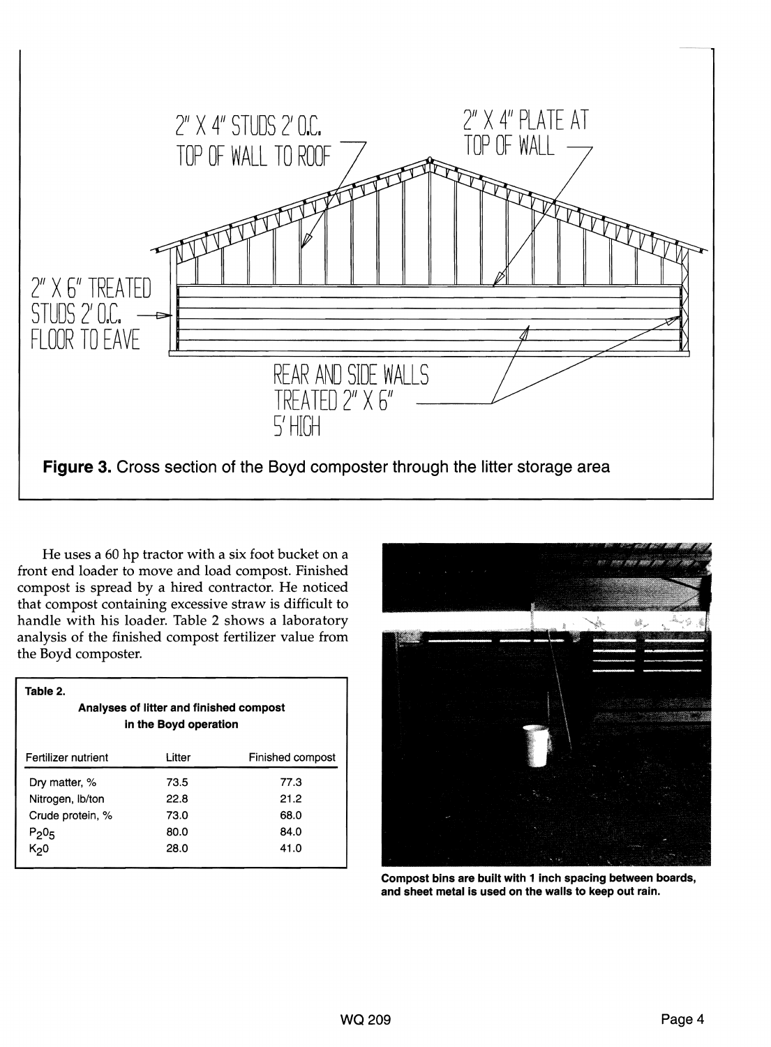2" X 4" STUDS 2' O.C.
TOP OF WALL TO ROOF

2" X 4" PLATE AT
TOP OF WALL

2" X 6" TREATED
STUDS 2' O.C.
FLOOR TO EAVE

REAR AND SIDE WALLS
TREATED 2" X 6"
5' HIGH

**Figure 3.** Cross section of the Boyd composter through the litter storage area

He uses a 60 hp tractor with a six foot bucket on a front end loader to move and load compost. Finished compost is spread by a hired contractor. He noticed that compost containing excessive straw is difficult to handle with his loader. Table 2 shows a laboratory analysis of the finished compost fertilizer value from the Boyd composter.

**Table 2.**

**Analyses of litter and finished compost in the Boyd operation**

| Fertilizer nutrient | Litter | Finished compost |
|---|---|---|
| Dry matter, % | 73.5 | 77.3 |
| Nitrogen, lb/ton | 22.8 | 21.2 |
| Crude protein, % | 73.0 | 68.0 |
| $P_2O_5$ | 80.0 | 84.0 |
| $K_2O$ | 28.0 | 41.0 |

**Compost bins are built with 1 inch spacing between boards, and sheet metal is used on the walls to keep out rain.**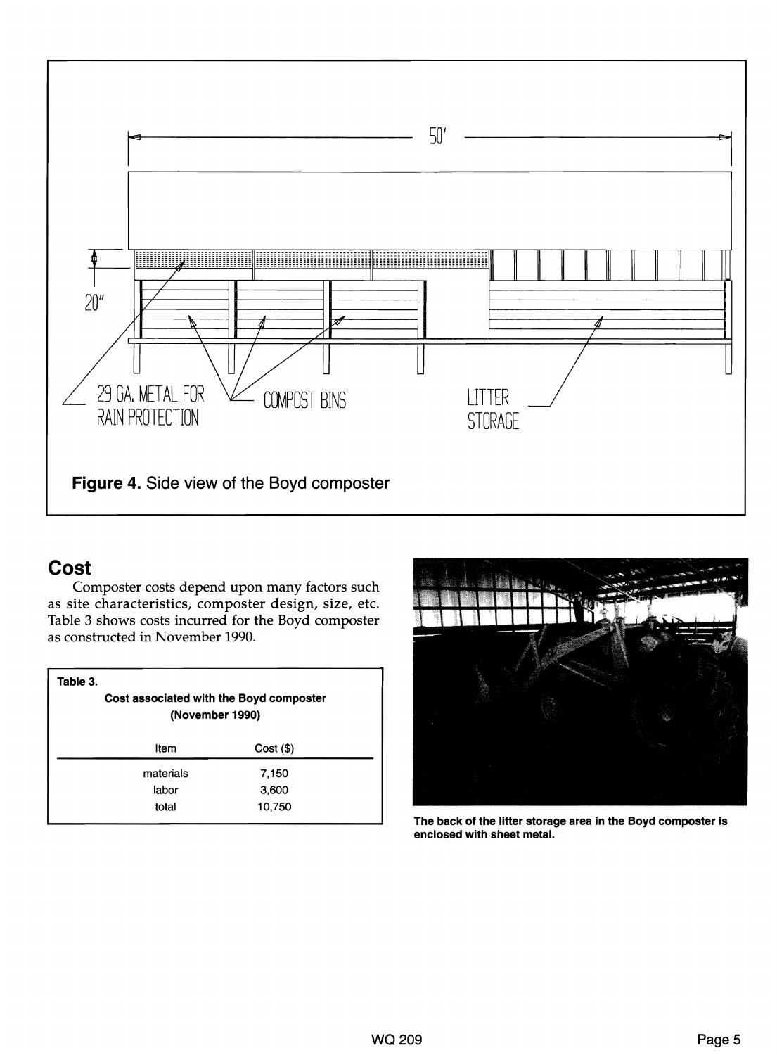Figure 4. Side view of the Boyd composter

## Cost

Composter costs depend upon many factors such as site characteristics, composter design, size, etc. Table 3 shows costs incurred for the Boyd composter as constructed in November 1990.

Table 3.
**Cost associated with the Boyd composter (November 1990)**

| Item | Cost ($) |
|---|---|
| materials | 7,150 |
| labor | 3,600 |
| total | 10,750 |

**The back of the litter storage area in the Boyd composter is enclosed with sheet metal.**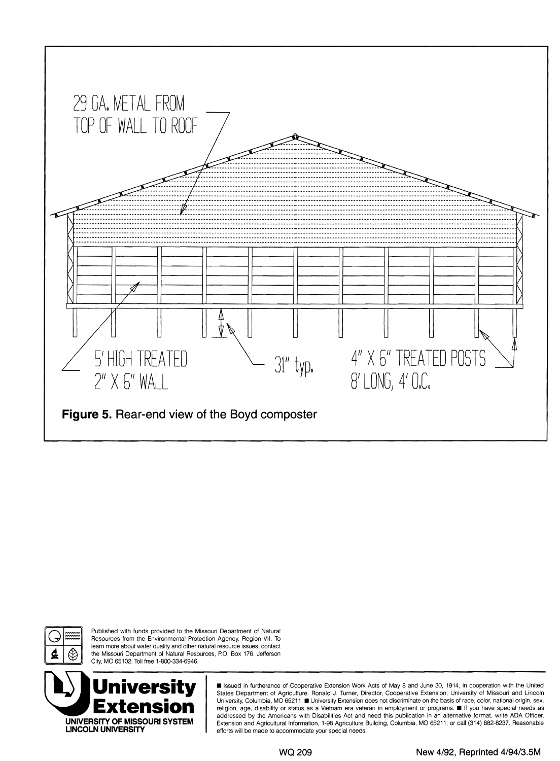29 GA. METAL FROM
TOP OF WALL TO ROOF

5' HIGH TREATED
2" X 6" WALL

31" typ.

4" X 6" TREATED POSTS
8' LONG, 4' O.C.

**Figure 5.** Rear-end view of the Boyd composter

Published with funds provided to the Missouri Department of Natural Resources from the Environmental Protection Agency, Region VII. To learn more about water quality and other natural resource issues, contact the Missouri Department of Natural Resources, P.O. Box 176, Jefferson City, MO 65102. Toll free 1-800-334-6946.

**University Extension**

**UNIVERSITY OF MISSOURI SYSTEM**
**LINCOLN UNIVERSITY**

■ Issued in furtherance of Cooperative Extension Work Acts of May 8 and June 30, 1914, in cooperation with the United States Department of Agriculture. Ronald J. Turner, Director, Cooperative Extension, University of Missouri and Lincoln University, Columbia, MO 65211. ■ University Extension does not discriminate on the basis of race, color, national origin, sex, religion, age, disability or status as a Vietnam era veteran in employment or programs. ■ If you have special needs as addressed by the Americans with Disabilities Act and need this publication in an alternative format, write ADA Officer, Extension and Agricultural Information, 1-98 Agriculture Building, Columbia, MO 65211, or call (314) 882-8237. Reasonable efforts will be made to accommodate your special needs.

WQ 209

New 4/92, Reprinted 4/94/3.5M